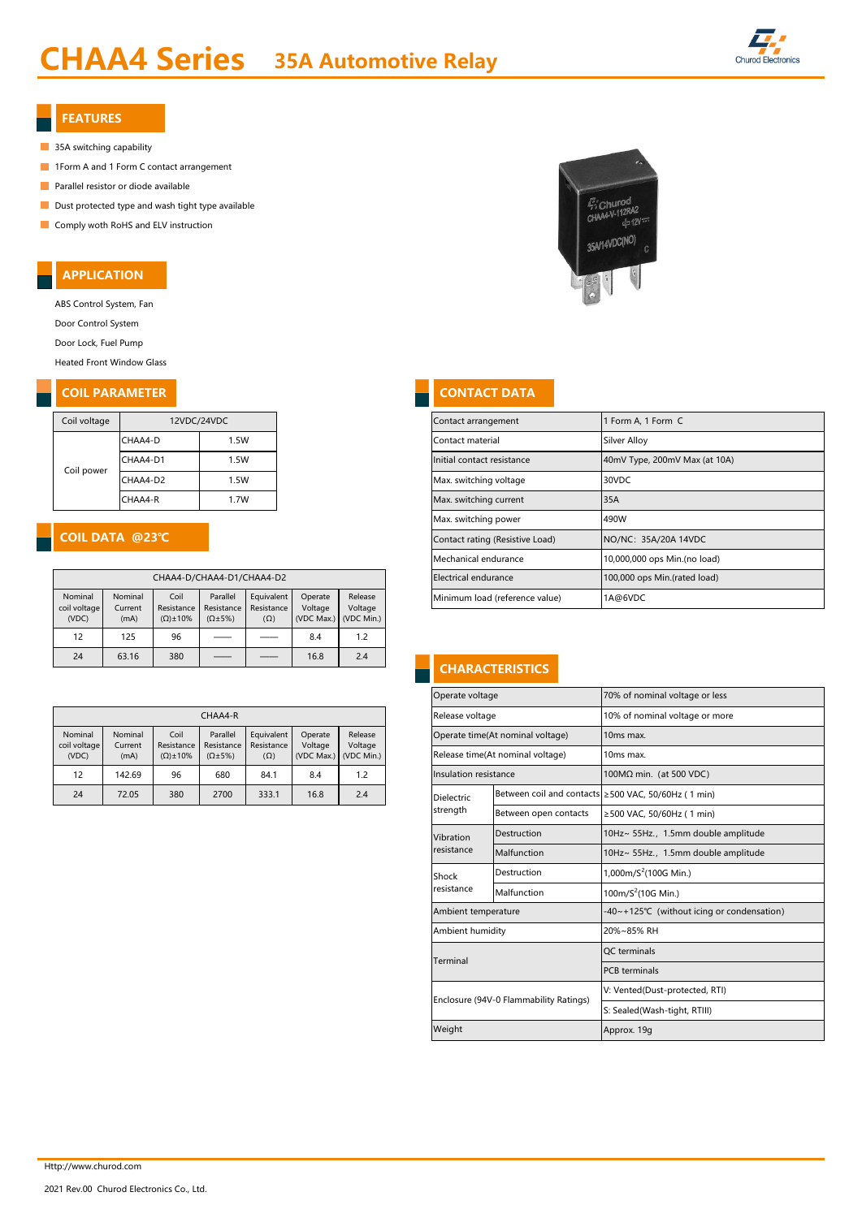# CHAA4 Series 35A Automotive Relay

## FEATURES

- 35A switching capability
- 1Form A and 1 Form C contact arrangement
- Parallel resistor or diode available
- Dust protected type and wash tight type available
- Comply woth RoHS and ELV instruction

## APPLICATION

ABS Control System, Fan

Door Control System

Door Lock, Fuel Pump

Heated Front Window Glass

## COIL PARAMETER

| Coil voltage | 12VDC/24VDC | |
|---|---|---|
| Coil power | CHAA4-D | 1.5W |
| | CHAA4-D1 | 1.5W |
| | CHAA4-D2 | 1.5W |
| | CHAA4-R | 1.7W |

## COIL DATA @23℃

| CHAA4-D/CHAA4-D1/CHAA4-D2 | | | | | | |
|---|---|---|---|---|---|---|
| Nominal coil voltage (VDC) | Nominal Current (mA) | Coil Resistance (Ω)±10% | Parallel Resistance (Ω±5%) | Equivalent Resistance (Ω) | Operate Voltage (VDC Max.) | Release Voltage (VDC Min.) |
| 12 | 125 | 96 | —— | —— | 8.4 | 1.2 |
| 24 | 63.16 | 380 | —— | —— | 16.8 | 2.4 |

| CHAA4-R | | | | | | |
|---|---|---|---|---|---|---|
| Nominal coil voltage (VDC) | Nominal Current (mA) | Coil Resistance (Ω)±10% | Parallel Resistance (Ω±5%) | Equivalent Resistance (Ω) | Operate Voltage (VDC Max.) | Release Voltage (VDC Min.) |
| 12 | 142.69 | 96 | 680 | 84.1 | 8.4 | 1.2 |
| 24 | 72.05 | 380 | 2700 | 333.1 | 16.8 | 2.4 |

## CONTACT DATA

| Contact arrangement | 1 Form A, 1 Form C |
|---|---|
| Contact material | Silver Alloy |
| Initial contact resistance | 40mV Type, 200mV Max (at 10A) |
| Max. switching voltage | 30VDC |
| Max. switching current | 35A |
| Max. switching power | 490W |
| Contact rating (Resistive Load) | NO/NC: 35A/20A 14VDC |
| Mechanical endurance | 10,000,000 ops Min.(no load) |
| Electrical endurance | 100,000 ops Min.(rated load) |
| Minimum load (reference value) | 1A@6VDC |

## CHARACTERISTICS

| Operate voltage | | 70% of nominal voltage or less |
|---|---|---|
| Release voltage | | 10% of nominal voltage or more |
| Operate time(At nominal voltage) | | 10ms max. |
| Release time(At nominal voltage) | | 10ms max. |
| Insulation resistance | | 100MΩ min. (at 500 VDC) |
| Dielectric strength | Between coil and contacts | ≥500 VAC, 50/60Hz ( 1 min) |
| | Between open contacts | ≥500 VAC, 50/60Hz ( 1 min) |
| Vibration resistance | Destruction | 10Hz~ 55Hz., 1.5mm double amplitude |
| | Malfunction | 10Hz~ 55Hz., 1.5mm double amplitude |
| Shock resistance | Destruction | 1,000m/S$^2$(100G Min.) |
| | Malfunction | 100m/S$^2$(10G Min.) |
| Ambient temperature | | -40~+125℃ (without icing or condensation) |
| Ambient humidity | | 20%~85% RH |
| Terminal | | QC terminals |
| | | PCB terminals |
| Enclosure (94V-0 Flammability Ratings) | | V: Vented(Dust-protected, RTI) |
| | | S: Sealed(Wash-tight, RTIII) |
| Weight | | Approx. 19g |

Http://www.churod.com

2021 Rev.00 Churod Electronics Co., Ltd.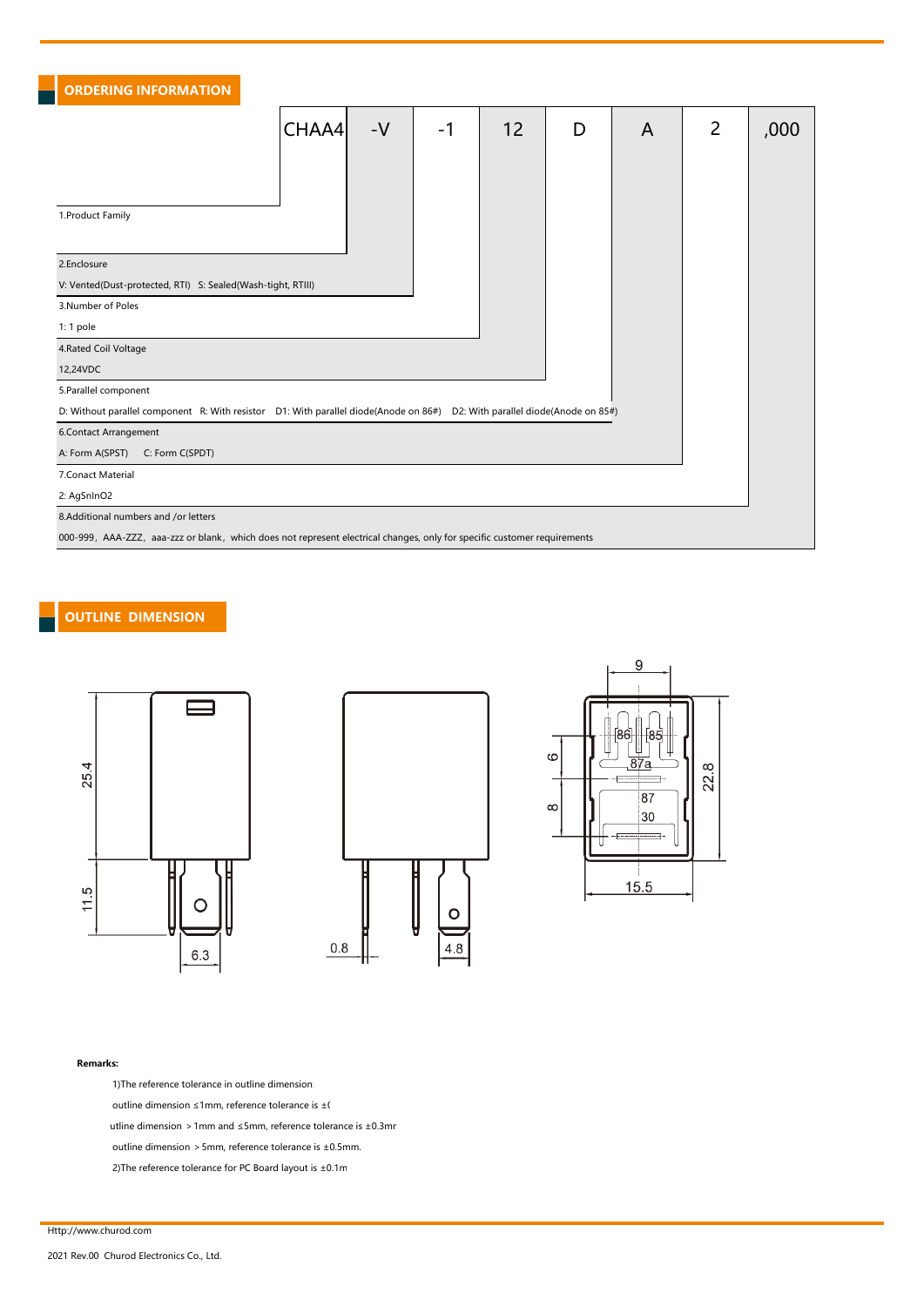## ORDERING INFORMATION

| CHAA4 | -V | -1 | 12 | D | A | 2 | ,000 |
|---|---|---|---|---|---|---|---|

1.Product Family

2.Enclosure
V: Vented(Dust-protected, RTI) S: Sealed(Wash-tight, RTIII)

3.Number of Poles
1: 1 pole

4.Rated Coil Voltage
12,24VDC

5.Parallel component
D: Without parallel component R: With resistor D1: With parallel diode(Anode on 86#) D2: With parallel diode(Anode on 85#)

6.Contact Arrangement
A: Form A(SPST) C: Form C(SPDT)

7.Conact Material
2: AgSnInO2

8.Additional numbers and /or letters
000-999，AAA-ZZZ，aaa-zzz or blank，which does not represent electrical changes, only for specific customer requirements

## OUTLINE DIMENSION

25.4
11.5
6.3
0.8
4.8
9
6
8
22.8
15.5
86 85
87a
87
30

**Remarks:**

1)The reference tolerance in outline dimension

outline dimension ≤1mm, reference tolerance is ±(

utline dimension ＞1mm and ≤5mm, reference tolerance is ±0.3mr

outline dimension ＞5mm, reference tolerance is ±0.5mm.

2)The reference tolerance for PC Board layout is ±0.1m

Http://www.churod.com

2021 Rev.00 Churod Electronics Co., Ltd.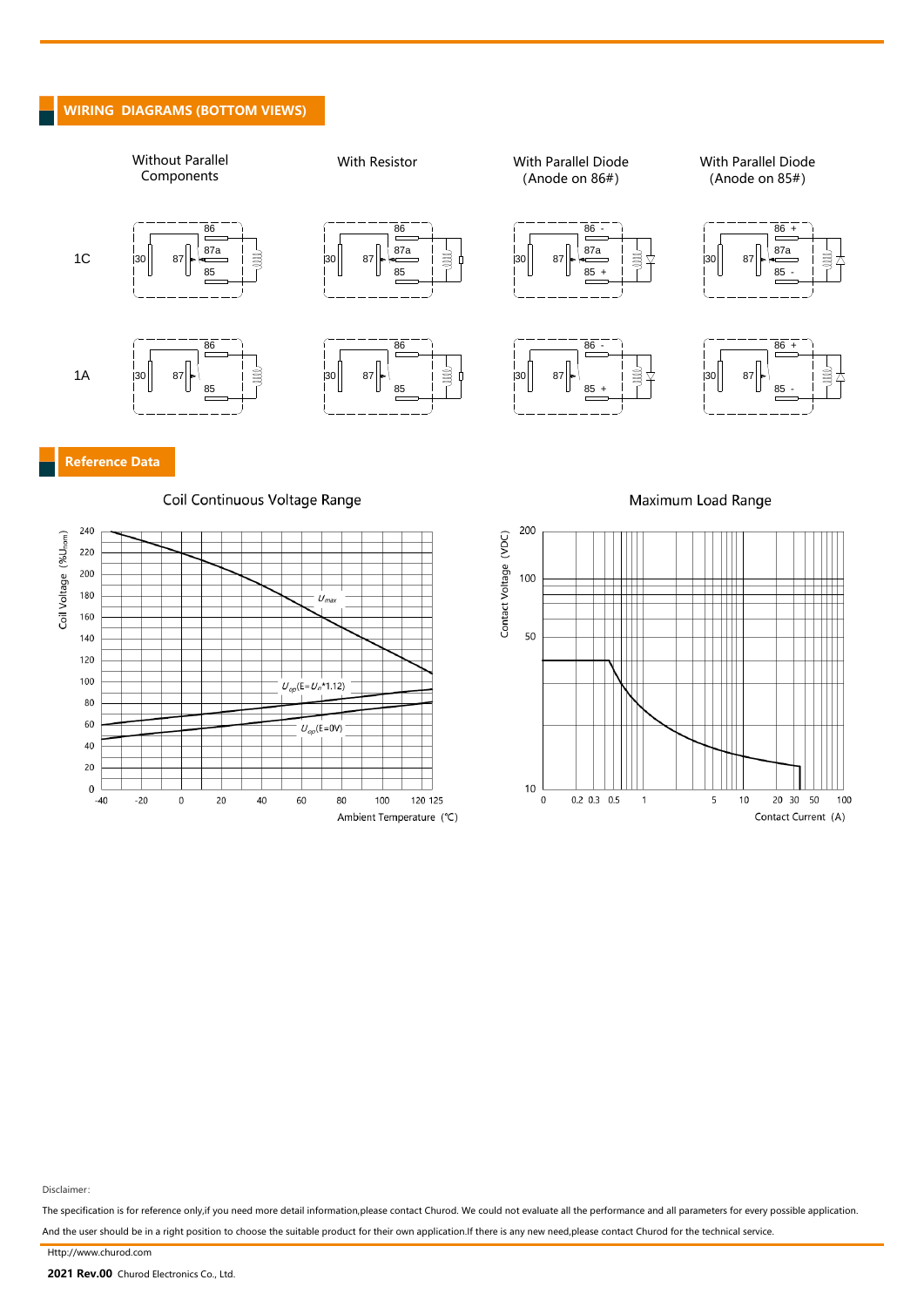## WIRING DIAGRAMS (BOTTOM VIEWS)

Without Parallel Components

With Resistor

With Parallel Diode (Anode on 86#)

With Parallel Diode (Anode on 85#)

1C

30 87 86 87a 85

30 87 86 87a 85

30 87 86 - 87a 85 +

30 87 86 + 87a 85 -

1A

30 87 86 85

30 87 86 85

30 87 86 - 85 +

30 87 86 + 85 -

## Reference Data

Coil Continuous Voltage Range

Coil Voltage (%$U_{nom}$)

240 220 200 180 160 140 120 100 80 60 40 20 0

$U_{max}$

$U_{op}$(E=$U_n$*1.12)

$U_{op}$(E=0V)

-40 -20 0 20 40 60 80 100 120 125

Ambient Temperature (℃)

Maximum Load Range

Contact Voltage (VDC)

200 100 50 10

0 0.2 0.3 0.5 1 5 10 20 30 50 100

Contact Current (A)

Disclaimer:

The specification is for reference only,if you need more detail information,please contact Churod. We could not evaluate all the performance and all parameters for every possible application.

And the user should be in a right position to choose the suitable product for their own application.If there is any new need,please contact Churod for the technical service.

Http://www.churod.com

**2021 Rev.00** Churod Electronics Co., Ltd.